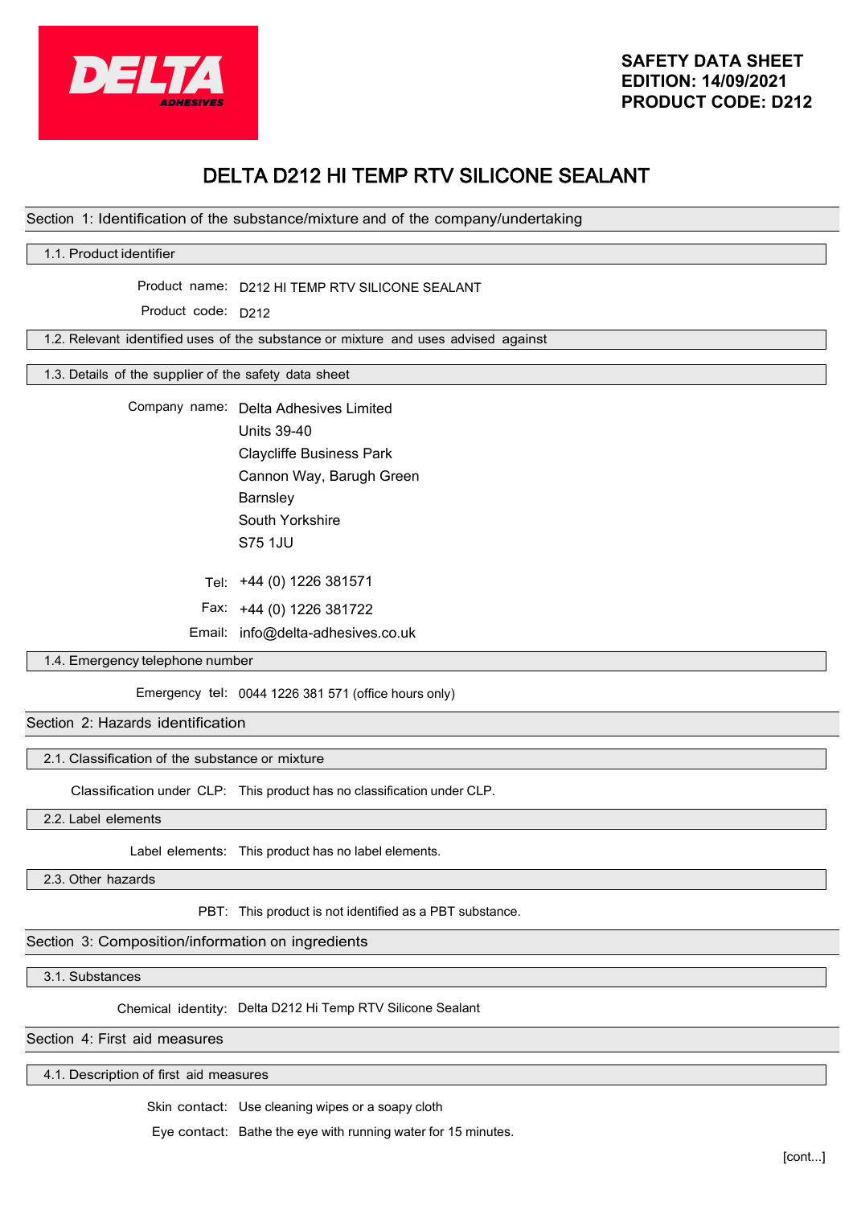**SAFETY DATA SHEET**
**EDITION: 14/09/2021**
**PRODUCT CODE: D212**

# DELTA D212 HI TEMP RTV SILICONE SEALANT

## Section 1: Identification of the substance/mixture and of the company/undertaking

### 1.1. Product identifier

Product name: D212 HI TEMP RTV SILICONE SEALANT

Product code: D212

### 1.2. Relevant identified uses of the substance or mixture and uses advised against

### 1.3. Details of the supplier of the safety data sheet

Company name: Delta Adhesives Limited
Units 39-40
Claycliffe Business Park
Cannon Way, Barugh Green
Barnsley
South Yorkshire
S75 1JU

Tel: +44 (0) 1226 381571

Fax: +44 (0) 1226 381722

Email: info@delta-adhesives.co.uk

### 1.4. Emergency telephone number

Emergency tel: 0044 1226 381 571 (office hours only)

## Section 2: Hazards identification

### 2.1. Classification of the substance or mixture

Classification under CLP: This product has no classification under CLP.

### 2.2. Label elements

Label elements: This product has no label elements.

### 2.3. Other hazards

PBT: This product is not identified as a PBT substance.

## Section 3: Composition/information on ingredients

### 3.1. Substances

Chemical identity: Delta D212 Hi Temp RTV Silicone Sealant

## Section 4: First aid measures

### 4.1. Description of first aid measures

Skin contact: Use cleaning wipes or a soapy cloth

Eye contact: Bathe the eye with running water for 15 minutes.

[cont...]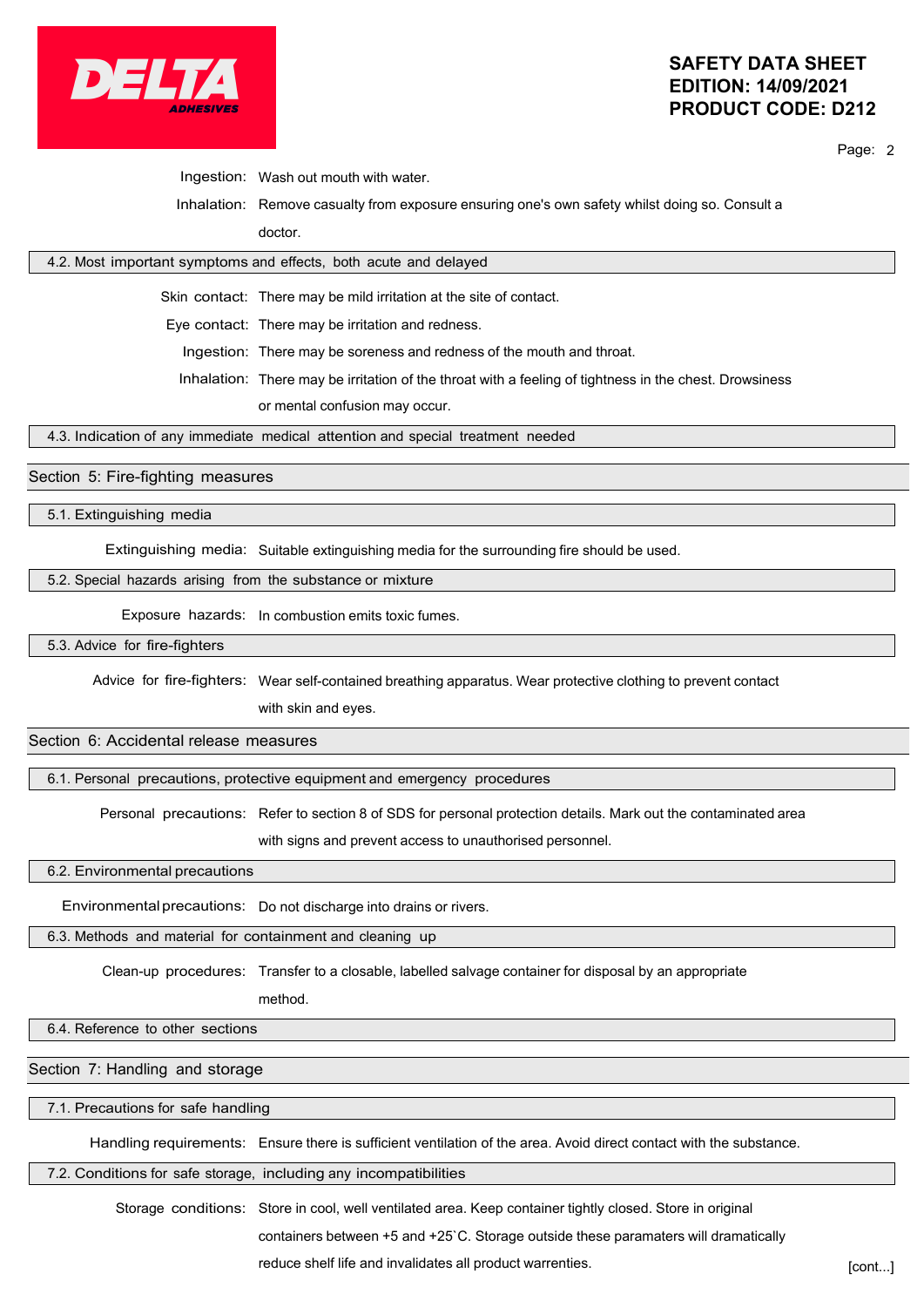**Ingestion:** Wash out mouth with water.

**Inhalation:** Remove casualty from exposure ensuring one's own safety whilst doing so. Consult a doctor.

### 4.2. Most important symptoms and effects, both acute and delayed

**Skin contact:** There may be mild irritation at the site of contact.

**Eye contact:** There may be irritation and redness.

**Ingestion:** There may be soreness and redness of the mouth and throat.

**Inhalation:** There may be irritation of the throat with a feeling of tightness in the chest. Drowsiness or mental confusion may occur.

### 4.3. Indication of any immediate medical attention and special treatment needed

## Section 5: Fire-fighting measures

### 5.1. Extinguishing media

**Extinguishing media:** Suitable extinguishing media for the surrounding fire should be used.

### 5.2. Special hazards arising from the substance or mixture

**Exposure hazards:** In combustion emits toxic fumes.

### 5.3. Advice for fire-fighters

**Advice for fire-fighters:** Wear self-contained breathing apparatus. Wear protective clothing to prevent contact with skin and eyes.

## Section 6: Accidental release measures

### 6.1. Personal precautions, protective equipment and emergency procedures

**Personal precautions:** Refer to section 8 of SDS for personal protection details. Mark out the contaminated area with signs and prevent access to unauthorised personnel.

### 6.2. Environmental precautions

**Environmental precautions:** Do not discharge into drains or rivers.

### 6.3. Methods and material for containment and cleaning up

**Clean-up procedures:** Transfer to a closable, labelled salvage container for disposal by an appropriate method.

### 6.4. Reference to other sections

## Section 7: Handling and storage

### 7.1. Precautions for safe handling

**Handling requirements:** Ensure there is sufficient ventilation of the area. Avoid direct contact with the substance.

### 7.2. Conditions for safe storage, including any incompatibilities

**Storage conditions:** Store in cool, well ventilated area. Keep container tightly closed. Store in original containers between +5 and +25`C. Storage outside these paramaters will dramatically reduce shelf life and invalidates all product warrenties.

[cont...]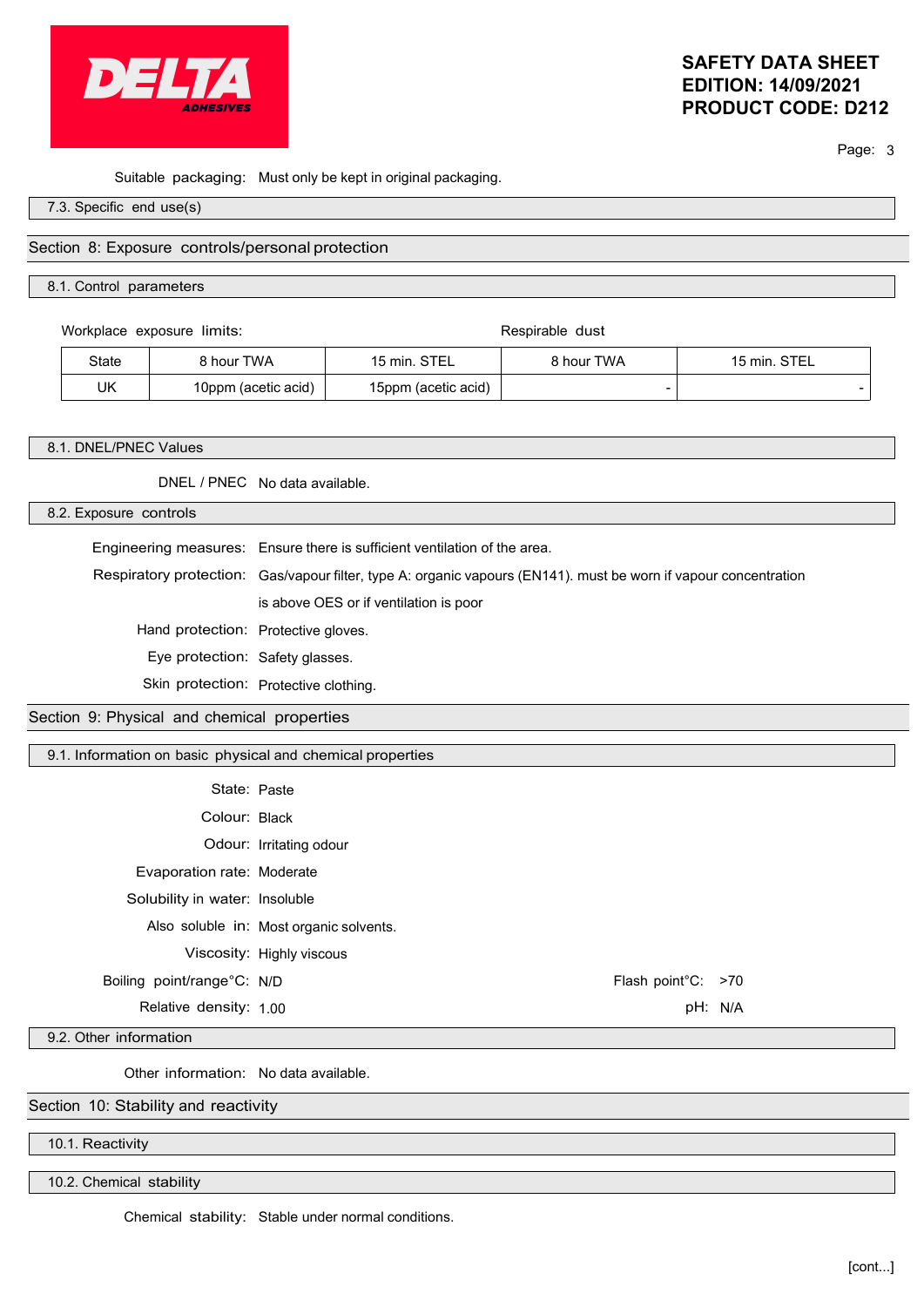Suitable packaging: Must only be kept in original packaging.

### 7.3. Specific end use(s)

## Section 8: Exposure controls/personal protection

### 8.1. Control parameters

Workplace exposure limits:

| | | | Respirable dust | |
|---|---|---|---|---|
| State | 8 hour TWA | 15 min. STEL | 8 hour TWA | 15 min. STEL |
| UK | 10ppm (acetic acid) | 15ppm (acetic acid) | - | - |

### 8.1. DNEL/PNEC Values

DNEL / PNEC: No data available.

### 8.2. Exposure controls

Engineering measures: Ensure there is sufficient ventilation of the area.

Respiratory protection: Gas/vapour filter, type A: organic vapours (EN141). must be worn if vapour concentration is above OES or if ventilation is poor

Hand protection: Protective gloves.

Eye protection: Safety glasses.

Skin protection: Protective clothing.

## Section 9: Physical and chemical properties

### 9.1. Information on basic physical and chemical properties

State: Paste

Colour: Black

Odour: Irritating odour

Evaporation rate: Moderate

Solubility in water: Insoluble

Also soluble in: Most organic solvents.

Viscosity: Highly viscous

Boiling point/range°C: N/D

Flash point°C: >70

Relative density: 1.00

pH: N/A

### 9.2. Other information

Other information: No data available.

## Section 10: Stability and reactivity

### 10.1. Reactivity

### 10.2. Chemical stability

Chemical stability: Stable under normal conditions.

[cont...]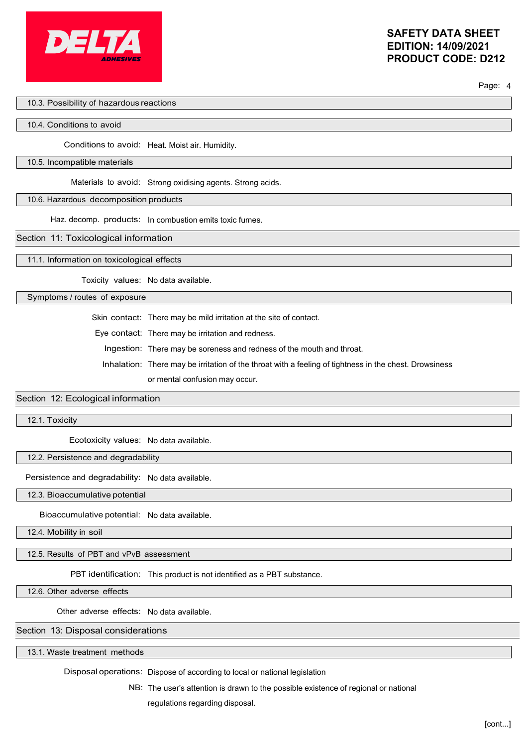### 10.3. Possibility of hazardous reactions

### 10.4. Conditions to avoid

**Conditions to avoid:** Heat. Moist air. Humidity.

### 10.5. Incompatible materials

**Materials to avoid:** Strong oxidising agents. Strong acids.

### 10.6. Hazardous decomposition products

**Haz. decomp. products:** In combustion emits toxic fumes.

## Section 11: Toxicological information

### 11.1. Information on toxicological effects

**Toxicity values:** No data available.

### Symptoms / routes of exposure

**Skin contact:** There may be mild irritation at the site of contact.

**Eye contact:** There may be irritation and redness.

**Ingestion:** There may be soreness and redness of the mouth and throat.

**Inhalation:** There may be irritation of the throat with a feeling of tightness in the chest. Drowsiness or mental confusion may occur.

## Section 12: Ecological information

### 12.1. Toxicity

**Ecotoxicity values:** No data available.

### 12.2. Persistence and degradability

**Persistence and degradability:** No data available.

### 12.3. Bioaccumulative potential

**Bioaccumulative potential:** No data available.

### 12.4. Mobility in soil

### 12.5. Results of PBT and vPvB assessment

**PBT identification:** This product is not identified as a PBT substance.

### 12.6. Other adverse effects

**Other adverse effects:** No data available.

## Section 13: Disposal considerations

### 13.1. Waste treatment methods

**Disposal operations:** Dispose of according to local or national legislation

**NB:** The user's attention is drawn to the possible existence of regional or national regulations regarding disposal.

[cont...]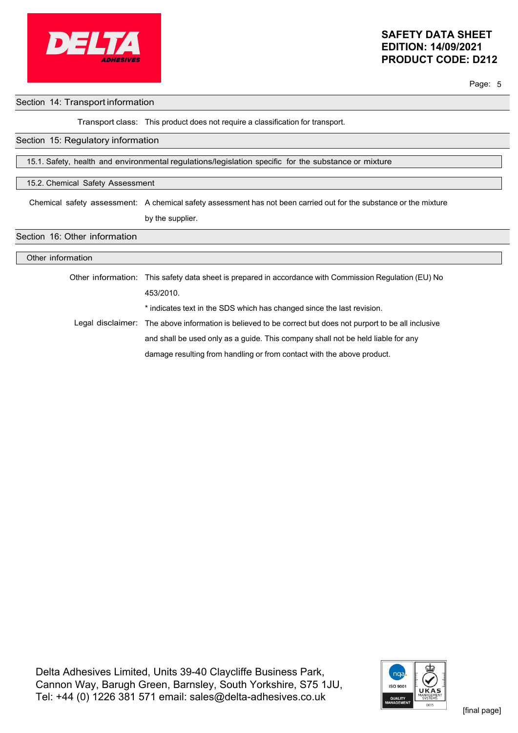## Section 14: Transport information

Transport class: This product does not require a classification for transport.

## Section 15: Regulatory information

### 15.1. Safety, health and environmental regulations/legislation specific for the substance or mixture

### 15.2. Chemical Safety Assessment

Chemical safety assessment: A chemical safety assessment has not been carried out for the substance or the mixture by the supplier.

## Section 16: Other information

### Other information

Other information: This safety data sheet is prepared in accordance with Commission Regulation (EU) No 453/2010.

* indicates text in the SDS which has changed since the last revision.

Legal disclaimer: The above information is believed to be correct but does not purport to be all inclusive and shall be used only as a guide. This company shall not be held liable for any damage resulting from handling or from contact with the above product.

Delta Adhesives Limited, Units 39-40 Claycliffe Business Park, Cannon Way, Barugh Green, Barnsley, South Yorkshire, S75 1JU, Tel: +44 (0) 1226 381 571 email: sales@delta-adhesives.co.uk

[final page]